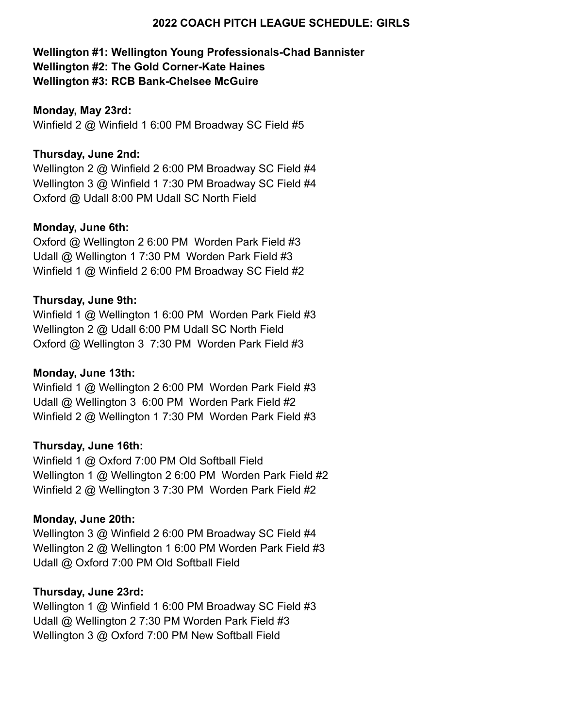# 2022 COACH PITCH LEAGUE SCHEDULE: GIRLS

**Wellington #1: Wellington Young Professionals-Chad Bannister**
**Wellington #2: The Gold Corner-Kate Haines**
**Wellington #3: RCB Bank-Chelsee McGuire**

**Monday, May 23rd:**
Winfield 2 @ Winfield 1 6:00 PM Broadway SC Field #5

**Thursday, June 2nd:**
Wellington 2 @ Winfield 2 6:00 PM Broadway SC Field #4
Wellington 3 @ Winfield 1 7:30 PM Broadway SC Field #4
Oxford @ Udall 8:00 PM Udall SC North Field

**Monday, June 6th:**
Oxford @ Wellington 2 6:00 PM Worden Park Field #3
Udall @ Wellington 1 7:30 PM Worden Park Field #3
Winfield 1 @ Winfield 2 6:00 PM Broadway SC Field #2

**Thursday, June 9th:**
Winfield 1 @ Wellington 1 6:00 PM Worden Park Field #3
Wellington 2 @ Udall 6:00 PM Udall SC North Field
Oxford @ Wellington 3 7:30 PM Worden Park Field #3

**Monday, June 13th:**
Winfield 1 @ Wellington 2 6:00 PM Worden Park Field #3
Udall @ Wellington 3 6:00 PM Worden Park Field #2
Winfield 2 @ Wellington 1 7:30 PM Worden Park Field #3

**Thursday, June 16th:**
Winfield 1 @ Oxford 7:00 PM Old Softball Field
Wellington 1 @ Wellington 2 6:00 PM Worden Park Field #2
Winfield 2 @ Wellington 3 7:30 PM Worden Park Field #2

**Monday, June 20th:**
Wellington 3 @ Winfield 2 6:00 PM Broadway SC Field #4
Wellington 2 @ Wellington 1 6:00 PM Worden Park Field #3
Udall @ Oxford 7:00 PM Old Softball Field

**Thursday, June 23rd:**
Wellington 1 @ Winfield 1 6:00 PM Broadway SC Field #3
Udall @ Wellington 2 7:30 PM Worden Park Field #3
Wellington 3 @ Oxford 7:00 PM New Softball Field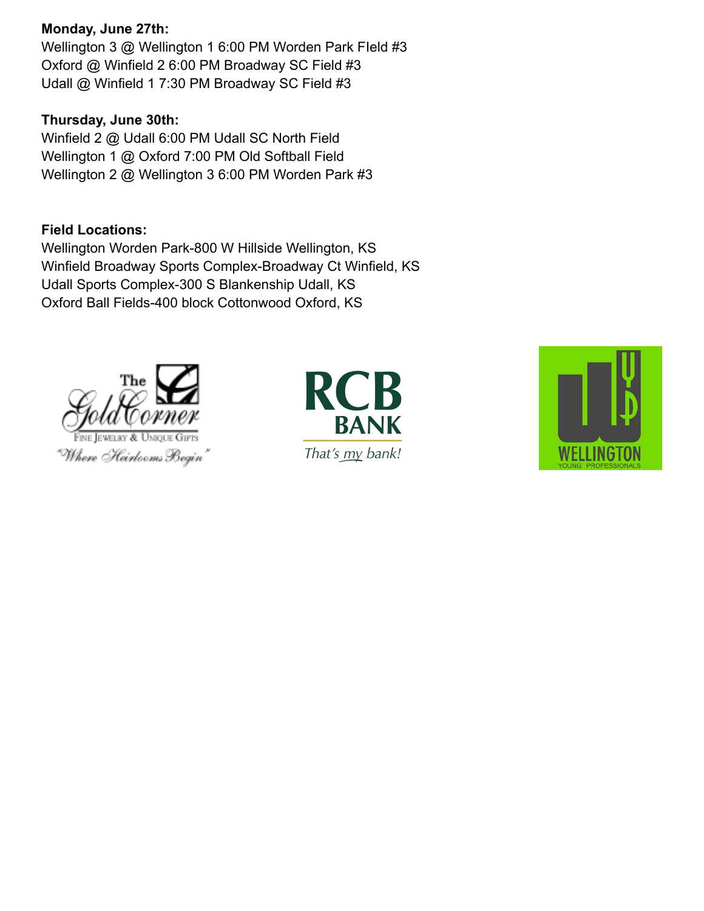**Monday, June 27th:**

Wellington 3 @ Wellington 1 6:00 PM Worden Park FIeld #3
Oxford @ Winfield 2 6:00 PM Broadway SC Field #3
Udall @ Winfield 1 7:30 PM Broadway SC Field #3

**Thursday, June 30th:**

Winfield 2 @ Udall 6:00 PM Udall SC North Field
Wellington 1 @ Oxford 7:00 PM Old Softball Field
Wellington 2 @ Wellington 3 6:00 PM Worden Park #3

**Field Locations:**

Wellington Worden Park-800 W Hillside Wellington, KS
Winfield Broadway Sports Complex-Broadway Ct Winfield, KS
Udall Sports Complex-300 S Blankenship Udall, KS
Oxford Ball Fields-400 block Cottonwood Oxford, KS